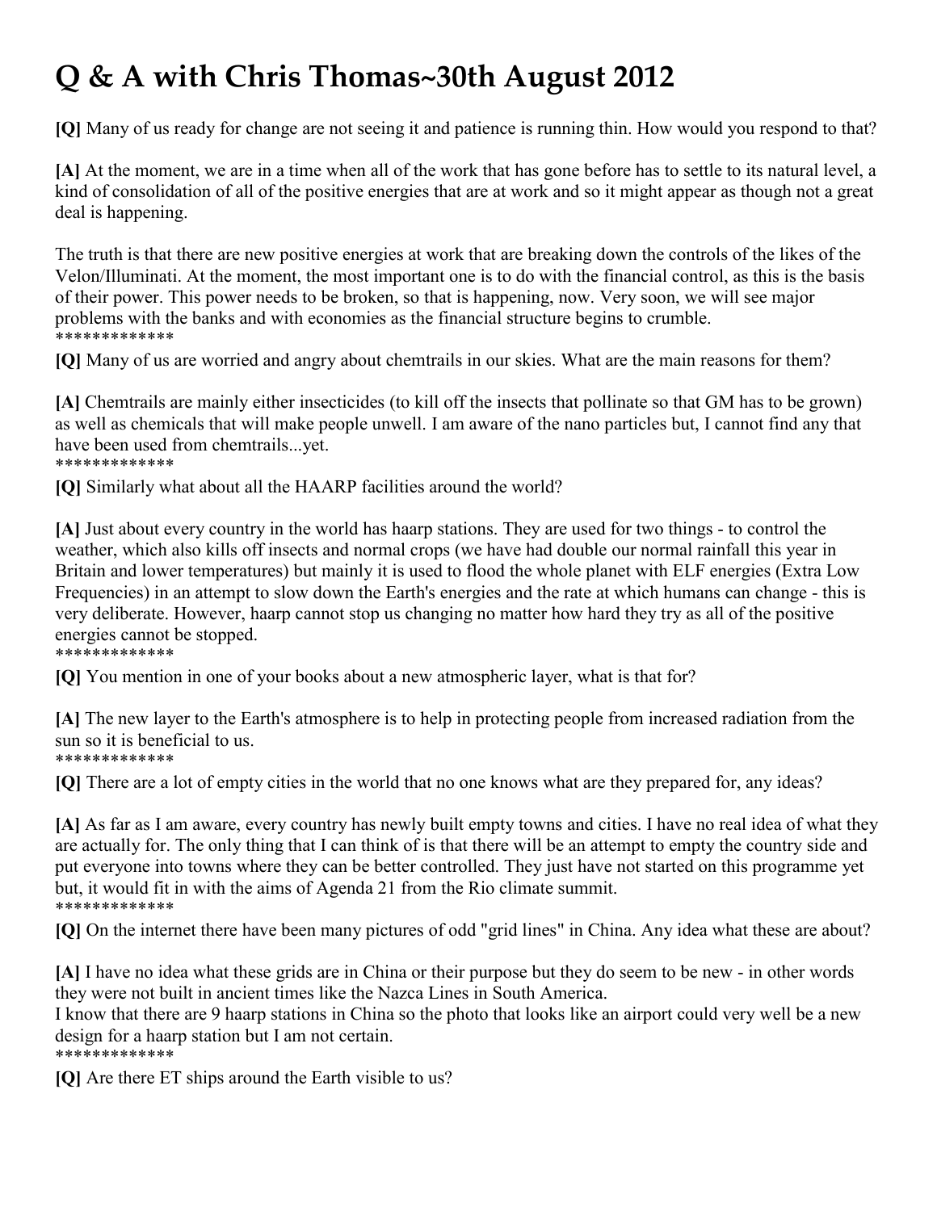# Q & A with Chris Thomas~30th August 2012

**[Q]** Many of us ready for change are not seeing it and patience is running thin. How would you respond to that?

**[A]** At the moment, we are in a time when all of the work that has gone before has to settle to its natural level, a kind of consolidation of all of the positive energies that are at work and so it might appear as though not a great deal is happening.

The truth is that there are new positive energies at work that are breaking down the controls of the likes of the Velon/Illuminati. At the moment, the most important one is to do with the financial control, as this is the basis of their power. This power needs to be broken, so that is happening, now. Very soon, we will see major problems with the banks and with economies as the financial structure begins to crumble.
*************

**[Q]** Many of us are worried and angry about chemtrails in our skies. What are the main reasons for them?

**[A]** Chemtrails are mainly either insecticides (to kill off the insects that pollinate so that GM has to be grown) as well as chemicals that will make people unwell. I am aware of the nano particles but, I cannot find any that have been used from chemtrails...yet.
*************

**[Q]** Similarly what about all the HAARP facilities around the world?

**[A]** Just about every country in the world has haarp stations. They are used for two things - to control the weather, which also kills off insects and normal crops (we have had double our normal rainfall this year in Britain and lower temperatures) but mainly it is used to flood the whole planet with ELF energies (Extra Low Frequencies) in an attempt to slow down the Earth's energies and the rate at which humans can change - this is very deliberate. However, haarp cannot stop us changing no matter how hard they try as all of the positive energies cannot be stopped.
*************

**[Q]** You mention in one of your books about a new atmospheric layer, what is that for?

**[A]** The new layer to the Earth's atmosphere is to help in protecting people from increased radiation from the sun so it is beneficial to us.
*************

**[Q]** There are a lot of empty cities in the world that no one knows what are they prepared for, any ideas?

**[A]** As far as I am aware, every country has newly built empty towns and cities. I have no real idea of what they are actually for. The only thing that I can think of is that there will be an attempt to empty the country side and put everyone into towns where they can be better controlled. They just have not started on this programme yet but, it would fit in with the aims of Agenda 21 from the Rio climate summit.
*************

**[Q]** On the internet there have been many pictures of odd "grid lines" in China. Any idea what these are about?

**[A]** I have no idea what these grids are in China or their purpose but they do seem to be new - in other words they were not built in ancient times like the Nazca Lines in South America.
I know that there are 9 haarp stations in China so the photo that looks like an airport could very well be a new design for a haarp station but I am not certain.
*************

**[Q]** Are there ET ships around the Earth visible to us?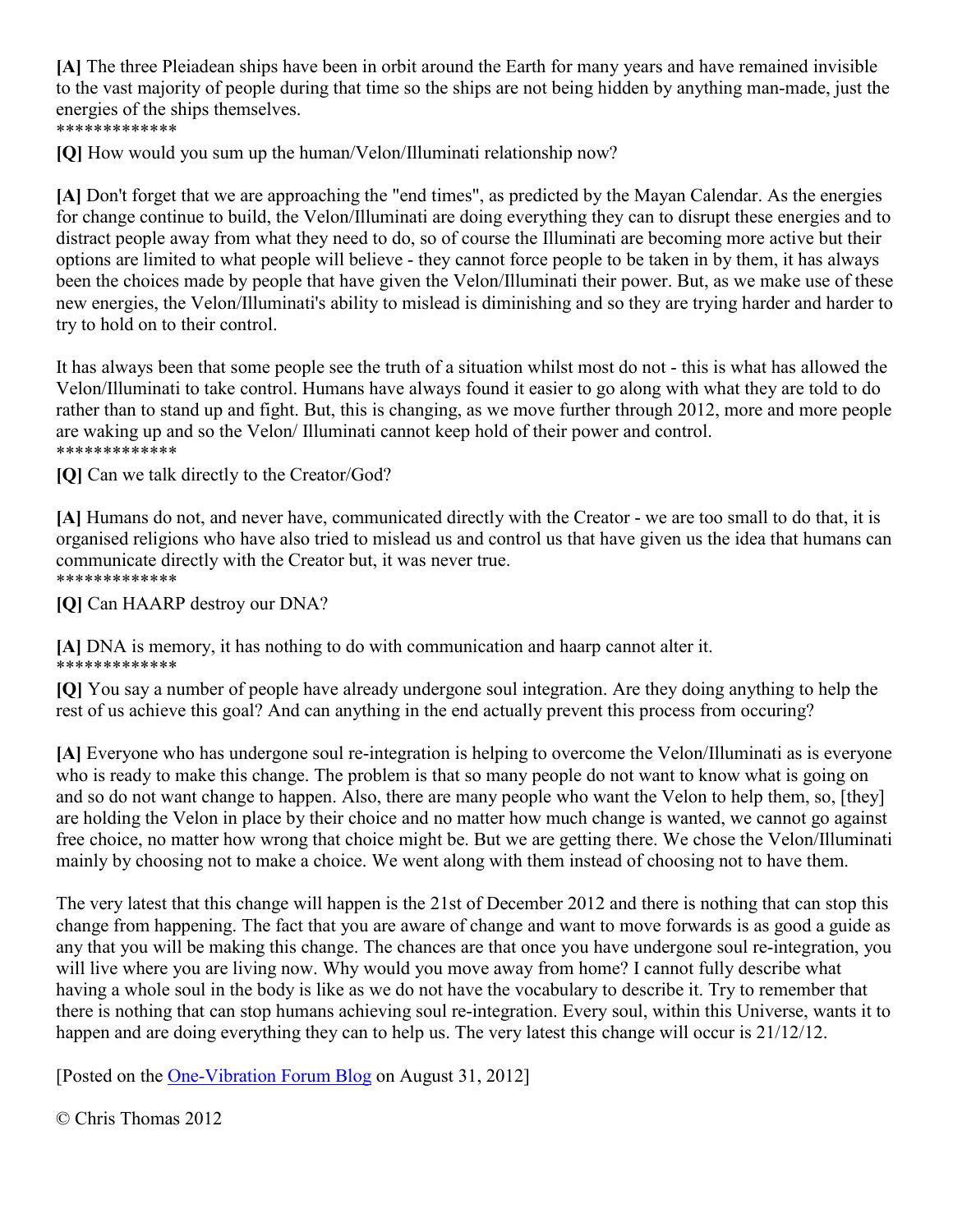**[A]** The three Pleiadean ships have been in orbit around the Earth for many years and have remained invisible to the vast majority of people during that time so the ships are not being hidden by anything man-made, just the energies of the ships themselves.

*************

**[Q]** How would you sum up the human/Velon/Illuminati relationship now?

**[A]** Don't forget that we are approaching the "end times", as predicted by the Mayan Calendar. As the energies for change continue to build, the Velon/Illuminati are doing everything they can to disrupt these energies and to distract people away from what they need to do, so of course the Illuminati are becoming more active but their options are limited to what people will believe - they cannot force people to be taken in by them, it has always been the choices made by people that have given the Velon/Illuminati their power. But, as we make use of these new energies, the Velon/Illuminati's ability to mislead is diminishing and so they are trying harder and harder to try to hold on to their control.

It has always been that some people see the truth of a situation whilst most do not - this is what has allowed the Velon/Illuminati to take control. Humans have always found it easier to go along with what they are told to do rather than to stand up and fight. But, this is changing, as we move further through 2012, more and more people are waking up and so the Velon/ Illuminati cannot keep hold of their power and control.

*************

**[Q]** Can we talk directly to the Creator/God?

**[A]** Humans do not, and never have, communicated directly with the Creator - we are too small to do that, it is organised religions who have also tried to mislead us and control us that have given us the idea that humans can communicate directly with the Creator but, it was never true.

*************

**[Q]** Can HAARP destroy our DNA?

**[A]** DNA is memory, it has nothing to do with communication and haarp cannot alter it.

*************

**[Q]** You say a number of people have already undergone soul integration. Are they doing anything to help the rest of us achieve this goal? And can anything in the end actually prevent this process from occuring?

**[A]** Everyone who has undergone soul re-integration is helping to overcome the Velon/Illuminati as is everyone who is ready to make this change. The problem is that so many people do not want to know what is going on and so do not want change to happen. Also, there are many people who want the Velon to help them, so, [they] are holding the Velon in place by their choice and no matter how much change is wanted, we cannot go against free choice, no matter how wrong that choice might be. But we are getting there. We chose the Velon/Illuminati mainly by choosing not to make a choice. We went along with them instead of choosing not to have them.

The very latest that this change will happen is the 21st of December 2012 and there is nothing that can stop this change from happening. The fact that you are aware of change and want to move forwards is as good a guide as any that you will be making this change. The chances are that once you have undergone soul re-integration, you will live where you are living now. Why would you move away from home? I cannot fully describe what having a whole soul in the body is like as we do not have the vocabulary to describe it. Try to remember that there is nothing that can stop humans achieving soul re-integration. Every soul, within this Universe, wants it to happen and are doing everything they can to help us. The very latest this change will occur is 21/12/12.

[Posted on the One-Vibration Forum Blog on August 31, 2012]

© Chris Thomas 2012